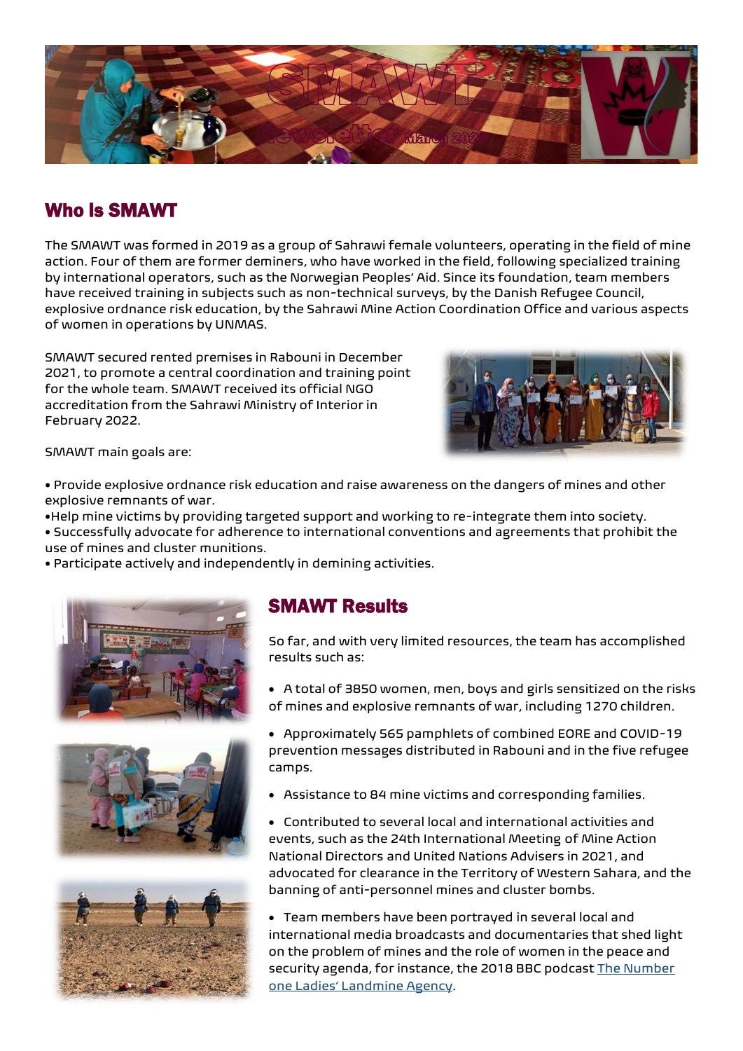# SMAWT

Newsletter March 2022

## Who Is SMAWT

The SMAWT was formed in 2019 as a group of Sahrawi female volunteers, operating in the field of mine action. Four of them are former deminers, who have worked in the field, following specialized training by international operators, such as the Norwegian Peoples' Aid. Since its foundation, team members have received training in subjects such as non-technical surveys, by the Danish Refugee Council, explosive ordnance risk education, by the Sahrawi Mine Action Coordination Office and various aspects of women in operations by UNMAS.

SMAWT secured rented premises in Rabouni in December 2021, to promote a central coordination and training point for the whole team. SMAWT received its official NGO accreditation from the Sahrawi Ministry of Interior in February 2022.

SMAWT main goals are:

- Provide explosive ordnance risk education and raise awareness on the dangers of mines and other explosive remnants of war.
- Help mine victims by providing targeted support and working to re-integrate them into society.
- Successfully advocate for adherence to international conventions and agreements that prohibit the use of mines and cluster munitions.
- Participate actively and independently in demining activities.

## SMAWT Results

So far, and with very limited resources, the team has accomplished results such as:

- A total of 3850 women, men, boys and girls sensitized on the risks of mines and explosive remnants of war, including 1270 children.
- Approximately 565 pamphlets of combined EORE and COVID-19 prevention messages distributed in Rabouni and in the five refugee camps.
- Assistance to 84 mine victims and corresponding families.
- Contributed to several local and international activities and events, such as the 24th International Meeting of Mine Action National Directors and United Nations Advisers in 2021, and advocated for clearance in the Territory of Western Sahara, and the banning of anti-personnel mines and cluster bombs.
- Team members have been portrayed in several local and international media broadcasts and documentaries that shed light on the problem of mines and the role of women in the peace and security agenda, for instance, the 2018 BBC podcast [The Number one Ladies' Landmine Agency](#).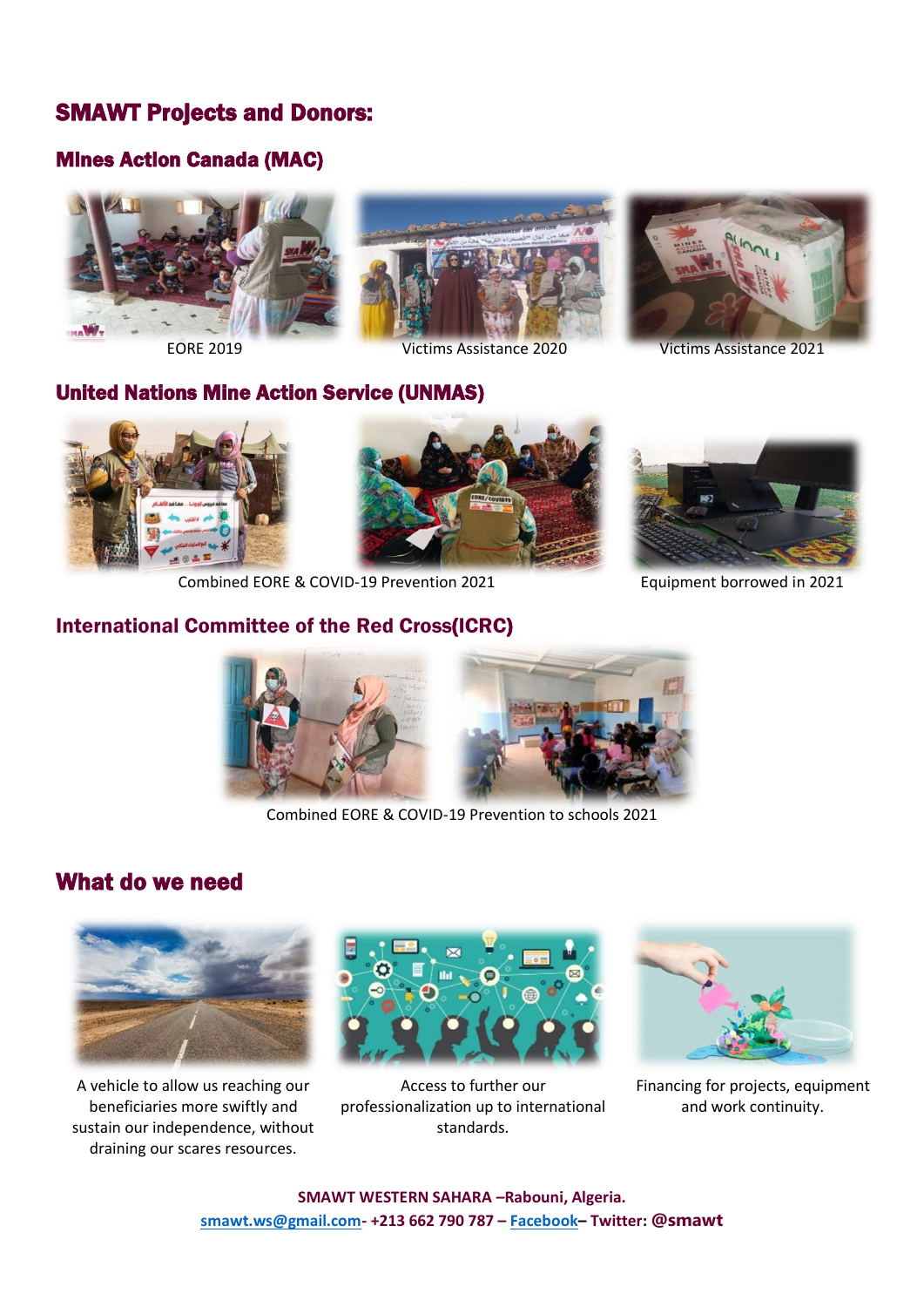## SMAWT Projects and Donors:

### Mines Action Canada (MAC)

EORE 2019

Victims Assistance 2020

Victims Assistance 2021

### United Nations Mine Action Service (UNMAS)

Combined EORE & COVID-19 Prevention 2021

Equipment borrowed in 2021

### International Committee of the Red Cross(ICRC)

Combined EORE & COVID-19 Prevention to schools 2021

## What do we need

A vehicle to allow us reaching our beneficiaries more swiftly and sustain our independence, without draining our scares resources.

Access to further our professionalization up to international standards.

Financing for projects, equipment and work continuity.

**SMAWT WESTERN SAHARA –Rabouni, Algeria.**
**smawt.ws@gmail.com- +213 662 790 787 – Facebook– Twitter: @smawt**